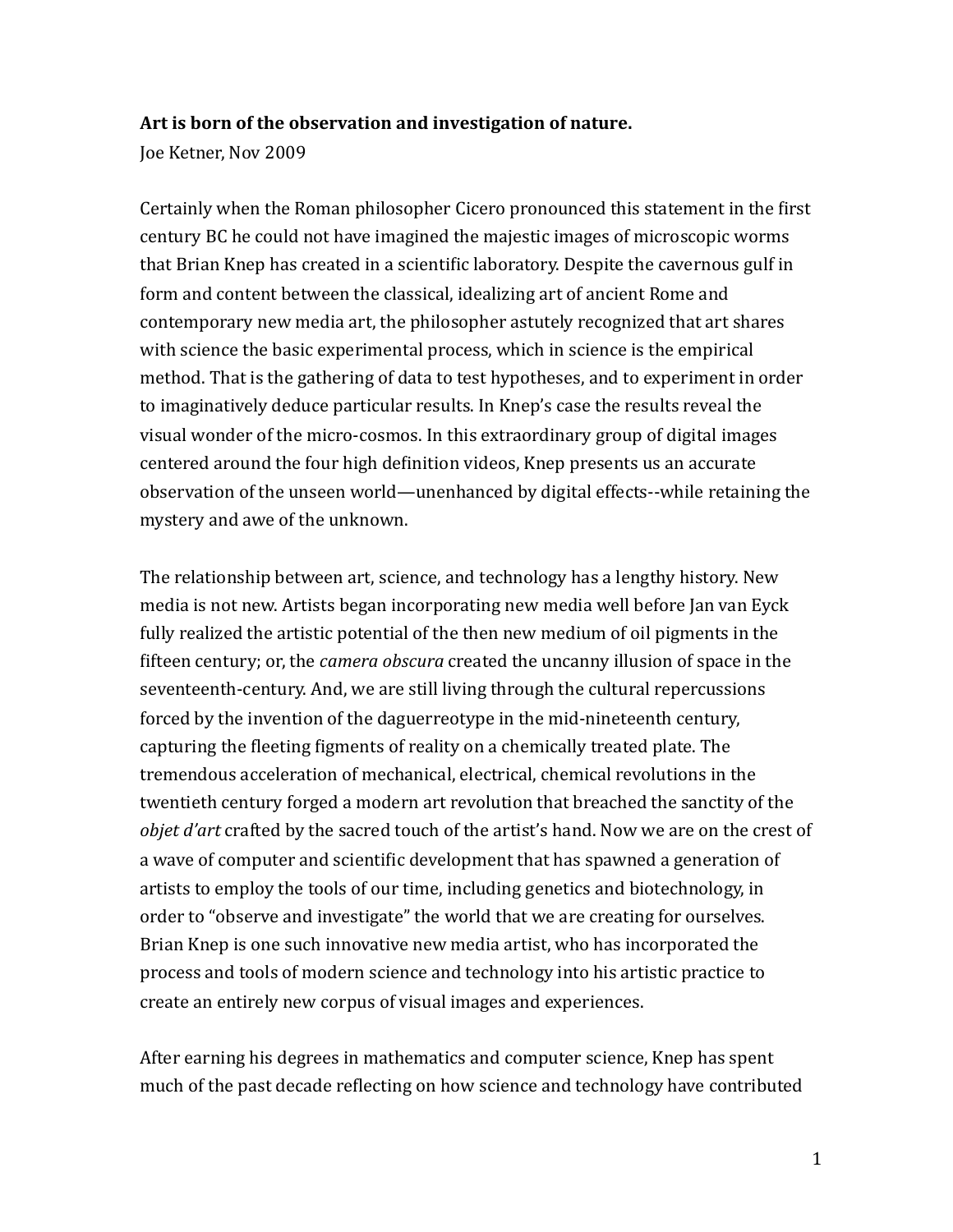**Art is born of the observation and investigation of nature.**

Joe Ketner, Nov 2009

Certainly when the Roman philosopher Cicero pronounced this statement in the first century BC he could not have imagined the majestic images of microscopic worms that Brian Knep has created in a scientific laboratory. Despite the cavernous gulf in form and content between the classical, idealizing art of ancient Rome and contemporary new media art, the philosopher astutely recognized that art shares with science the basic experimental process, which in science is the empirical method. That is the gathering of data to test hypotheses, and to experiment in order to imaginatively deduce particular results. In Knep's case the results reveal the visual wonder of the micro-cosmos. In this extraordinary group of digital images centered around the four high definition videos, Knep presents us an accurate observation of the unseen world—unenhanced by digital effects--while retaining the mystery and awe of the unknown.

The relationship between art, science, and technology has a lengthy history. New media is not new. Artists began incorporating new media well before Jan van Eyck fully realized the artistic potential of the then new medium of oil pigments in the fifteen century; or, the *camera obscura* created the uncanny illusion of space in the seventeenth-century. And, we are still living through the cultural repercussions forced by the invention of the daguerreotype in the mid-nineteenth century, capturing the fleeting figments of reality on a chemically treated plate. The tremendous acceleration of mechanical, electrical, chemical revolutions in the twentieth century forged a modern art revolution that breached the sanctity of the *objet d'art* crafted by the sacred touch of the artist's hand. Now we are on the crest of a wave of computer and scientific development that has spawned a generation of artists to employ the tools of our time, including genetics and biotechnology, in order to "observe and investigate" the world that we are creating for ourselves. Brian Knep is one such innovative new media artist, who has incorporated the process and tools of modern science and technology into his artistic practice to create an entirely new corpus of visual images and experiences.

After earning his degrees in mathematics and computer science, Knep has spent much of the past decade reflecting on how science and technology have contributed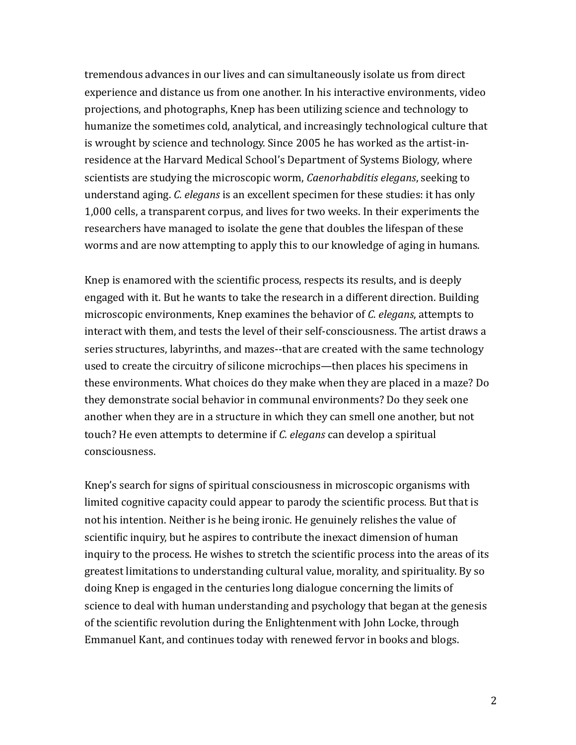tremendous advances in our lives and can simultaneously isolate us from direct experience and distance us from one another. In his interactive environments, video projections, and photographs, Knep has been utilizing science and technology to humanize the sometimes cold, analytical, and increasingly technological culture that is wrought by science and technology. Since 2005 he has worked as the artist-in-residence at the Harvard Medical School's Department of Systems Biology, where scientists are studying the microscopic worm, *Caenorhabditis elegans*, seeking to understand aging. *C. elegans* is an excellent specimen for these studies: it has only 1,000 cells, a transparent corpus, and lives for two weeks. In their experiments the researchers have managed to isolate the gene that doubles the lifespan of these worms and are now attempting to apply this to our knowledge of aging in humans.

Knep is enamored with the scientific process, respects its results, and is deeply engaged with it. But he wants to take the research in a different direction. Building microscopic environments, Knep examines the behavior of *C. elegans*, attempts to interact with them, and tests the level of their self-consciousness. The artist draws a series structures, labyrinths, and mazes--that are created with the same technology used to create the circuitry of silicone microchips—then places his specimens in these environments. What choices do they make when they are placed in a maze? Do they demonstrate social behavior in communal environments? Do they seek one another when they are in a structure in which they can smell one another, but not touch? He even attempts to determine if *C. elegans* can develop a spiritual consciousness.

Knep's search for signs of spiritual consciousness in microscopic organisms with limited cognitive capacity could appear to parody the scientific process. But that is not his intention. Neither is he being ironic. He genuinely relishes the value of scientific inquiry, but he aspires to contribute the inexact dimension of human inquiry to the process. He wishes to stretch the scientific process into the areas of its greatest limitations to understanding cultural value, morality, and spirituality. By so doing Knep is engaged in the centuries long dialogue concerning the limits of science to deal with human understanding and psychology that began at the genesis of the scientific revolution during the Enlightenment with John Locke, through Emmanuel Kant, and continues today with renewed fervor in books and blogs.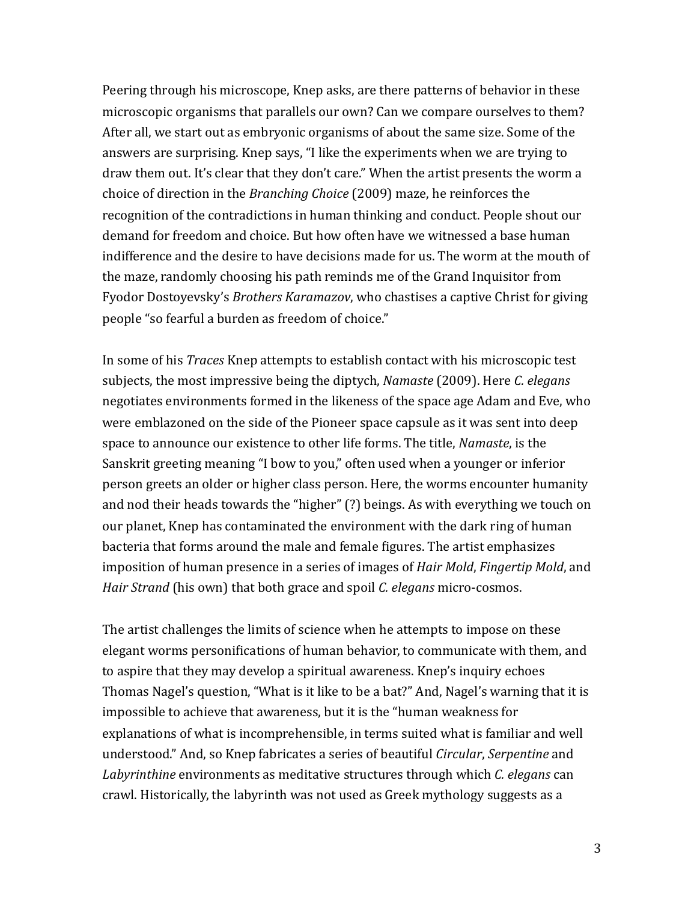Peering through his microscope, Knep asks, are there patterns of behavior in these microscopic organisms that parallels our own? Can we compare ourselves to them? After all, we start out as embryonic organisms of about the same size. Some of the answers are surprising. Knep says, "I like the experiments when we are trying to draw them out. It's clear that they don't care." When the artist presents the worm a choice of direction in the *Branching Choice* (2009) maze, he reinforces the recognition of the contradictions in human thinking and conduct. People shout our demand for freedom and choice. But how often have we witnessed a base human indifference and the desire to have decisions made for us. The worm at the mouth of the maze, randomly choosing his path reminds me of the Grand Inquisitor from Fyodor Dostoyevsky's *Brothers Karamazov*, who chastises a captive Christ for giving people "so fearful a burden as freedom of choice."

In some of his *Traces* Knep attempts to establish contact with his microscopic test subjects, the most impressive being the diptych, *Namaste* (2009). Here *C. elegans* negotiates environments formed in the likeness of the space age Adam and Eve, who were emblazoned on the side of the Pioneer space capsule as it was sent into deep space to announce our existence to other life forms. The title, *Namaste*, is the Sanskrit greeting meaning "I bow to you," often used when a younger or inferior person greets an older or higher class person. Here, the worms encounter humanity and nod their heads towards the "higher" (?) beings. As with everything we touch on our planet, Knep has contaminated the environment with the dark ring of human bacteria that forms around the male and female figures. The artist emphasizes imposition of human presence in a series of images of *Hair Mold*, *Fingertip Mold*, and *Hair Strand* (his own) that both grace and spoil *C. elegans* micro-cosmos.

The artist challenges the limits of science when he attempts to impose on these elegant worms personifications of human behavior, to communicate with them, and to aspire that they may develop a spiritual awareness. Knep's inquiry echoes Thomas Nagel's question, "What is it like to be a bat?" And, Nagel's warning that it is impossible to achieve that awareness, but it is the "human weakness for explanations of what is incomprehensible, in terms suited what is familiar and well understood." And, so Knep fabricates a series of beautiful *Circular*, *Serpentine* and *Labyrinthine* environments as meditative structures through which *C. elegans* can crawl. Historically, the labyrinth was not used as Greek mythology suggests as a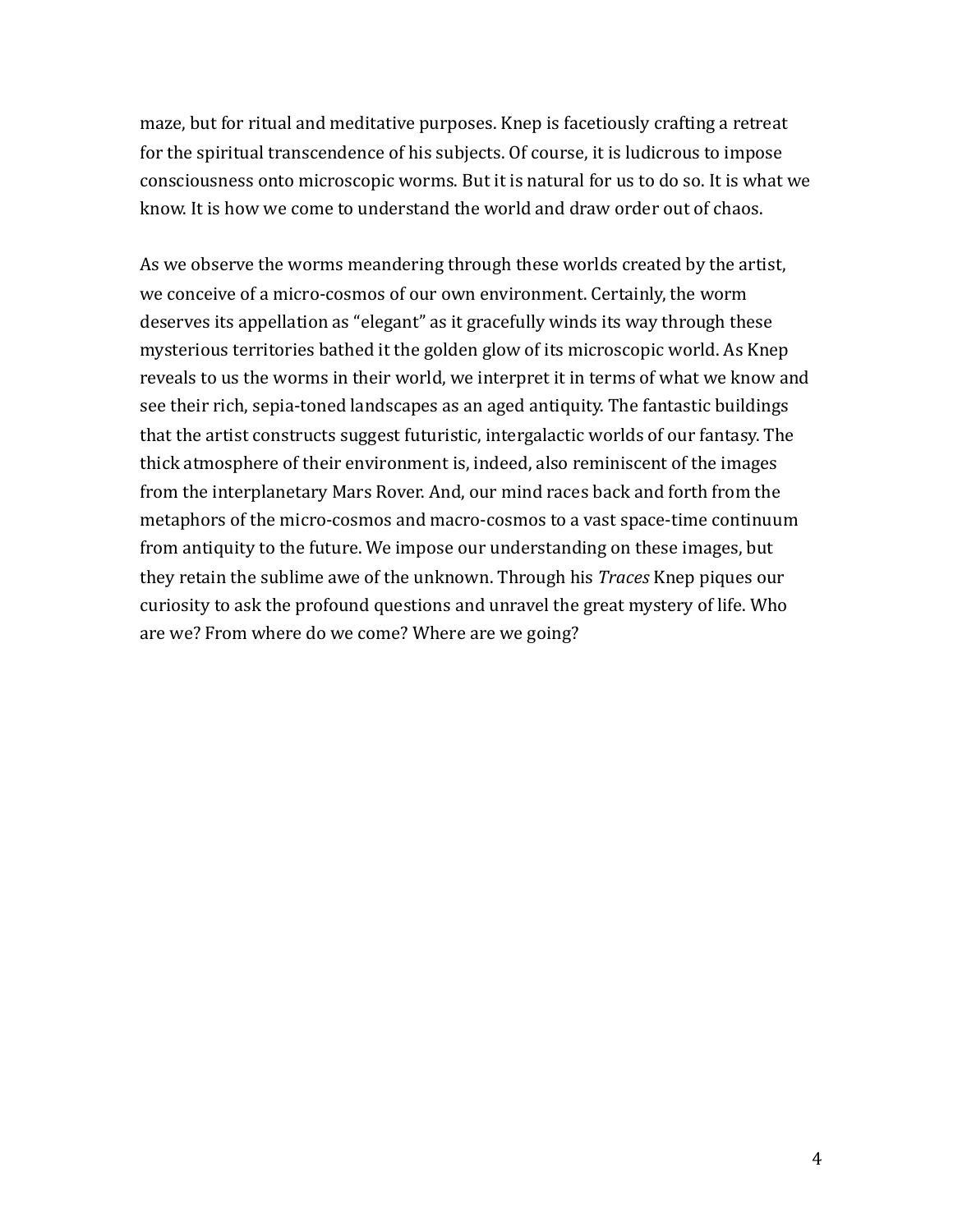maze, but for ritual and meditative purposes. Knep is facetiously crafting a retreat for the spiritual transcendence of his subjects. Of course, it is ludicrous to impose consciousness onto microscopic worms. But it is natural for us to do so. It is what we know. It is how we come to understand the world and draw order out of chaos.

As we observe the worms meandering through these worlds created by the artist, we conceive of a micro-cosmos of our own environment. Certainly, the worm deserves its appellation as "elegant" as it gracefully winds its way through these mysterious territories bathed it the golden glow of its microscopic world. As Knep reveals to us the worms in their world, we interpret it in terms of what we know and see their rich, sepia-toned landscapes as an aged antiquity. The fantastic buildings that the artist constructs suggest futuristic, intergalactic worlds of our fantasy. The thick atmosphere of their environment is, indeed, also reminiscent of the images from the interplanetary Mars Rover. And, our mind races back and forth from the metaphors of the micro-cosmos and macro-cosmos to a vast space-time continuum from antiquity to the future. We impose our understanding on these images, but they retain the sublime awe of the unknown. Through his *Traces* Knep piques our curiosity to ask the profound questions and unravel the great mystery of life. Who are we? From where do we come? Where are we going?